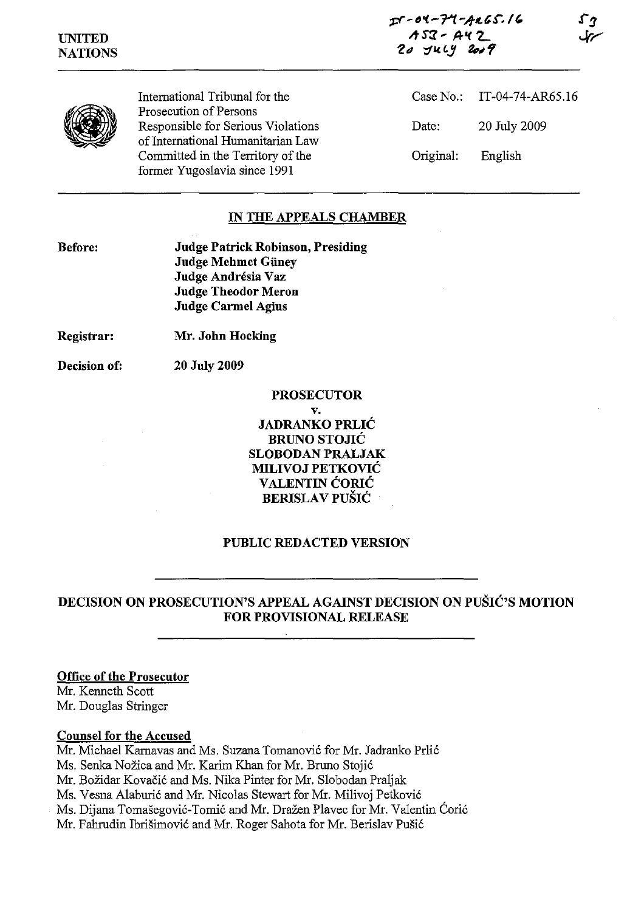UNITED NATIONS

IT-04-74-AR65.16
A53 - A42
20 July 2009

53
SR

International Tribunal for the Prosecution of Persons Responsible for Serious Violations of International Humanitarian Law Committed in the Territory of the former Yugoslavia since 1991

Case No.: IT-04-74-AR65.16

Date: 20 July 2009

Original: English

**IN THE APPEALS CHAMBER**

**Before:**
**Judge Patrick Robinson, Presiding**
**Judge Mehmet Güney**
**Judge Andrésia Vaz**
**Judge Theodor Meron**
**Judge Carmel Agius**

**Registrar:** **Mr. John Hocking**

**Decision of:** **20 July 2009**

**PROSECUTOR**

**v.**

**JADRANKO PRLIĆ**
**BRUNO STOJIĆ**
**SLOBODAN PRALJAK**
**MILIVOJ PETKOVIĆ**
**VALENTIN ĆORIĆ**
**BERISLAV PUŠIĆ**

**PUBLIC REDACTED VERSION**

**DECISION ON PROSECUTION'S APPEAL AGAINST DECISION ON PUŠIĆ'S MOTION FOR PROVISIONAL RELEASE**

**Office of the Prosecutor**
Mr. Kenneth Scott
Mr. Douglas Stringer

**Counsel for the Accused**
Mr. Michael Karnavas and Ms. Suzana Tomanović for Mr. Jadranko Prlić
Ms. Senka Nožica and Mr. Karim Khan for Mr. Bruno Stojić
Mr. Božidar Kovačić and Ms. Nika Pinter for Mr. Slobodan Praljak
Ms. Vesna Alaburić and Mr. Nicolas Stewart for Mr. Milivoj Petković
Ms. Dijana Tomašegović-Tomić and Mr. Dražen Plavec for Mr. Valentin Ćorić
Mr. Fahrudin Ibrišimović and Mr. Roger Sahota for Mr. Berislav Pušić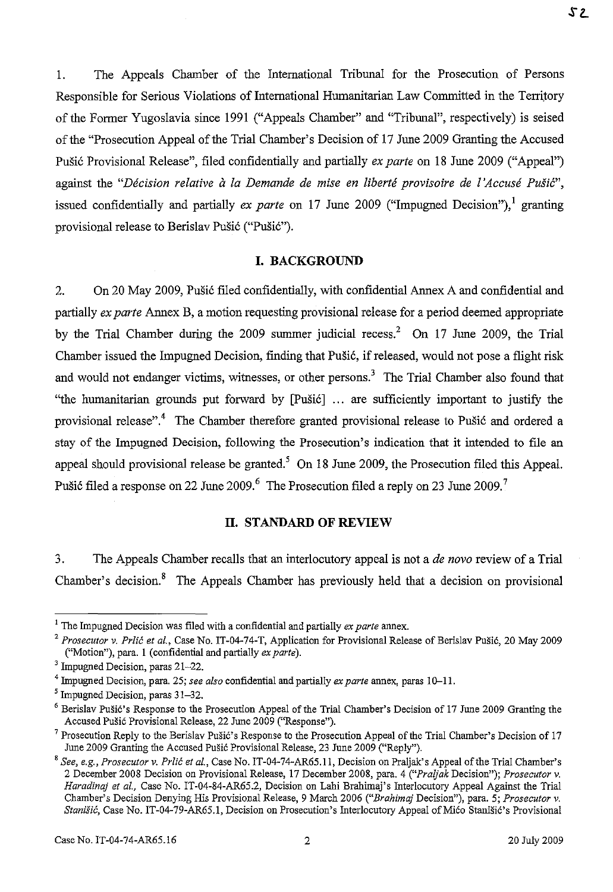1. The Appeals Chamber of the International Tribunal for the Prosecution of Persons Responsible for Serious Violations of International Humanitarian Law Committed in the Territory of the Former Yugoslavia since 1991 ("Appeals Chamber" and "Tribunal", respectively) is seised of the "Prosecution Appeal of the Trial Chamber's Decision of 17 June 2009 Granting the Accused Pušić Provisional Release", filed confidentially and partially *ex parte* on 18 June 2009 ("Appeal") against the "*Décision relative à la Demande de mise en liberté provisoire de l'Accusé Pušić*", issued confidentially and partially *ex parte* on 17 June 2009 ("Impugned Decision"),[1] granting provisional release to Berislav Pušić ("Pušić").

## I. BACKGROUND

2. On 20 May 2009, Pušić filed confidentially, with confidential Annex A and confidential and partially *ex parte* Annex B, a motion requesting provisional release for a period deemed appropriate by the Trial Chamber during the 2009 summer judicial recess.[2] On 17 June 2009, the Trial Chamber issued the Impugned Decision, finding that Pušić, if released, would not pose a flight risk and would not endanger victims, witnesses, or other persons.[3] The Trial Chamber also found that "the humanitarian grounds put forward by [Pušić] ... are sufficiently important to justify the provisional release".[4] The Chamber therefore granted provisional release to Pušić and ordered a stay of the Impugned Decision, following the Prosecution's indication that it intended to file an appeal should provisional release be granted.[5] On 18 June 2009, the Prosecution filed this Appeal. Pušić filed a response on 22 June 2009.[6] The Prosecution filed a reply on 23 June 2009.[7]

## II. STANDARD OF REVIEW

3. The Appeals Chamber recalls that an interlocutory appeal is not a *de novo* review of a Trial Chamber's decision.[8] The Appeals Chamber has previously held that a decision on provisional

---

[1] The Impugned Decision was filed with a confidential and partially *ex parte* annex.

[2] *Prosecutor v. Prlić et al.*, Case No. IT-04-74-T, Application for Provisional Release of Berislav Pušić, 20 May 2009 ("Motion"), para. 1 (confidential and partially *ex parte*).

[3] Impugned Decision, paras 21–22.

[4] Impugned Decision, para. 25; *see also* confidential and partially *ex parte* annex, paras 10–11.

[5] Impugned Decision, paras 31–32.

[6] Berislav Pušić's Response to the Prosecution Appeal of the Trial Chamber's Decision of 17 June 2009 Granting the Accused Pušić Provisional Release, 22 June 2009 ("Response").

[7] Prosecution Reply to the Berislav Pušić's Response to the Prosecution Appeal of the Trial Chamber's Decision of 17 June 2009 Granting the Accused Pušić Provisional Release, 23 June 2009 ("Reply").

[8] *See, e.g., Prosecutor v. Prlić et al.*, Case No. IT-04-74-AR65.11, Decision on Praljak's Appeal of the Trial Chamber's 2 December 2008 Decision on Provisional Release, 17 December 2008, para. 4 ("*Praljak* Decision"); *Prosecutor v. Haradinaj et al.*, Case No. IT-04-84-AR65.2, Decision on Lahi Brahimaj's Interlocutory Appeal Against the Trial Chamber's Decision Denying His Provisional Release, 9 March 2006 ("*Brahimaj* Decision"), para. 5; *Prosecutor v. Stanišić*, Case No. IT-04-79-AR65.1, Decision on Prosecution's Interlocutory Appeal of Mićo Stanišić's Provisional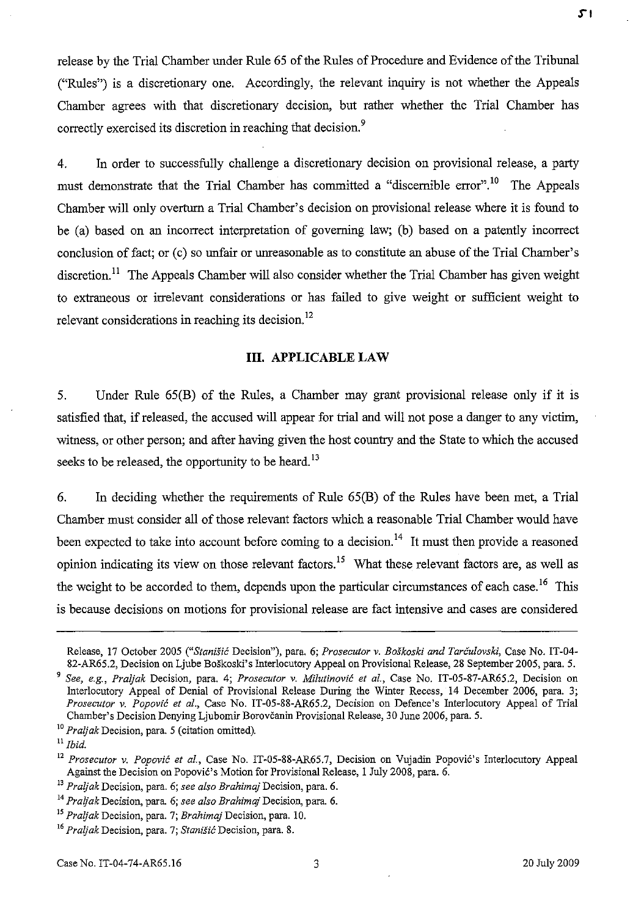release by the Trial Chamber under Rule 65 of the Rules of Procedure and Evidence of the Tribunal ("Rules") is a discretionary one. Accordingly, the relevant inquiry is not whether the Appeals Chamber agrees with that discretionary decision, but rather whether the Trial Chamber has correctly exercised its discretion in reaching that decision.[9]

4. In order to successfully challenge a discretionary decision on provisional release, a party must demonstrate that the Trial Chamber has committed a "discernible error".[10] The Appeals Chamber will only overturn a Trial Chamber's decision on provisional release where it is found to be (a) based on an incorrect interpretation of governing law; (b) based on a patently incorrect conclusion of fact; or (c) so unfair or unreasonable as to constitute an abuse of the Trial Chamber's discretion.[11] The Appeals Chamber will also consider whether the Trial Chamber has given weight to extraneous or irrelevant considerations or has failed to give weight or sufficient weight to relevant considerations in reaching its decision.[12]

### III. APPLICABLE LAW

5. Under Rule 65(B) of the Rules, a Chamber may grant provisional release only if it is satisfied that, if released, the accused will appear for trial and will not pose a danger to any victim, witness, or other person; and after having given the host country and the State to which the accused seeks to be released, the opportunity to be heard.[13]

6. In deciding whether the requirements of Rule 65(B) of the Rules have been met, a Trial Chamber must consider all of those relevant factors which a reasonable Trial Chamber would have been expected to take into account before coming to a decision.[14] It must then provide a reasoned opinion indicating its view on those relevant factors.[15] What these relevant factors are, as well as the weight to be accorded to them, depends upon the particular circumstances of each case.[16] This is because decisions on motions for provisional release are fact intensive and cases are considered

---

Release, 17 October 2005 (*"Stanišić* Decision"), para. 6; *Prosecutor v. Boškoski and Tarčulovski*, Case No. IT-04-82-AR65.2, Decision on Ljube Boškoski's Interlocutory Appeal on Provisional Release, 28 September 2005, para. 5.

[9] *See, e.g., Praljak* Decision, para. 4; *Prosecutor v. Milutinović et al.*, Case No. IT-05-87-AR65.2, Decision on Interlocutory Appeal of Denial of Provisional Release During the Winter Recess, 14 December 2006, para. 3; *Prosecutor v. Popović et al.*, Case No. IT-05-88-AR65.2, Decision on Defence's Interlocutory Appeal of Trial Chamber's Decision Denying Ljubomir Borovčanin Provisional Release, 30 June 2006, para. 5.

[10] *Praljak* Decision, para. 5 (citation omitted).

[11] *Ibid.*

[12] *Prosecutor v. Popović et al.*, Case No. IT-05-88-AR65.7, Decision on Vujadin Popović's Interlocutory Appeal Against the Decision on Popović's Motion for Provisional Release, 1 July 2008, para. 6.

[13] *Praljak* Decision, para. 6; *see also Brahimaj* Decision, para. 6.

[14] *Praljak* Decision, para. 6; *see also Brahimaj* Decision, para. 6.

[15] *Praljak* Decision, para. 7; *Brahimaj* Decision, para. 10.

[16] *Praljak* Decision, para. 7; *Stanišić* Decision, para. 8.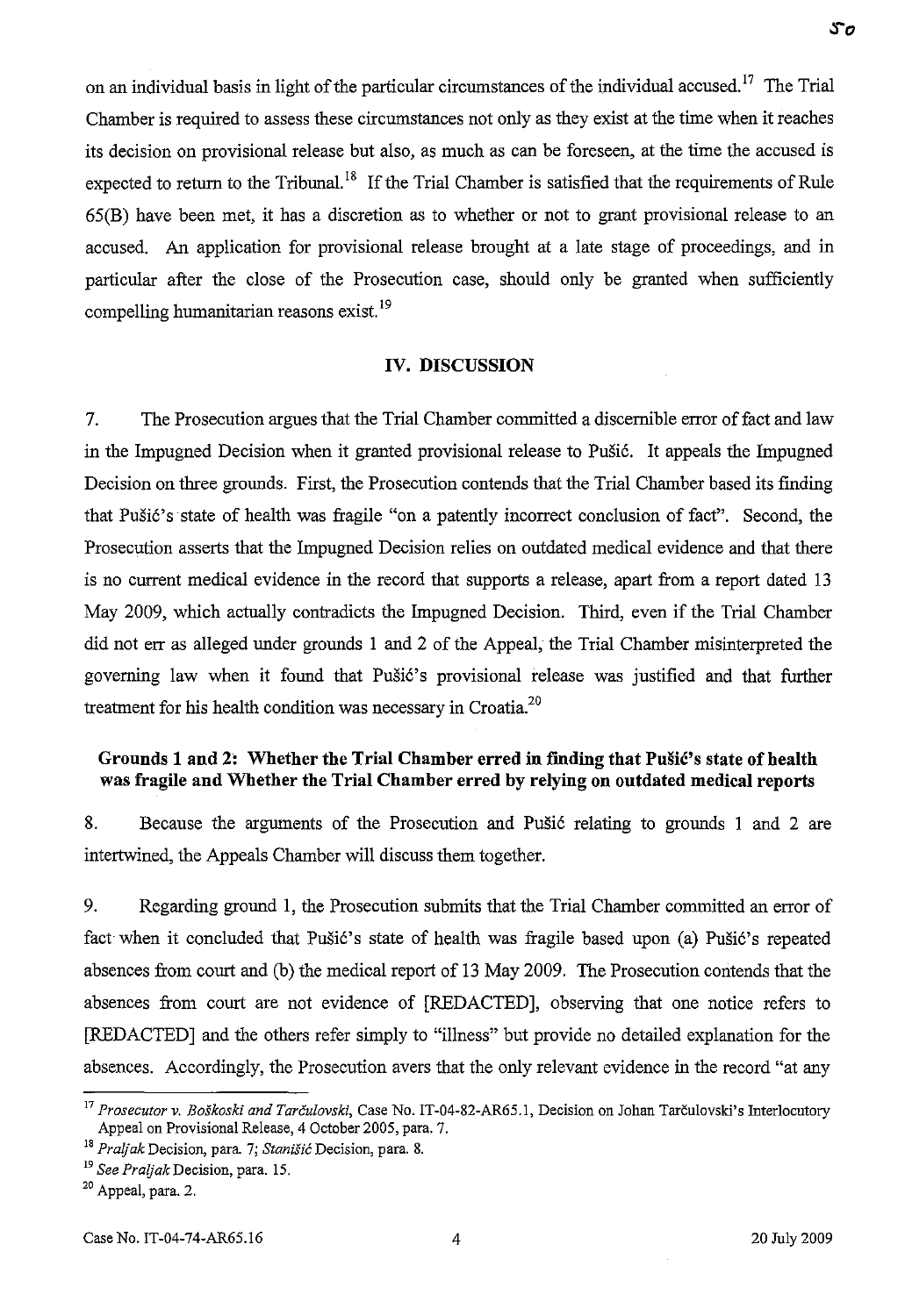on an individual basis in light of the particular circumstances of the individual accused.[17] The Trial Chamber is required to assess these circumstances not only as they exist at the time when it reaches its decision on provisional release but also, as much as can be foreseen, at the time the accused is expected to return to the Tribunal.[18] If the Trial Chamber is satisfied that the requirements of Rule 65(B) have been met, it has a discretion as to whether or not to grant provisional release to an accused. An application for provisional release brought at a late stage of proceedings, and in particular after the close of the Prosecution case, should only be granted when sufficiently compelling humanitarian reasons exist.[19]

## IV. DISCUSSION

7. The Prosecution argues that the Trial Chamber committed a discernible error of fact and law in the Impugned Decision when it granted provisional release to Pušić. It appeals the Impugned Decision on three grounds. First, the Prosecution contends that the Trial Chamber based its finding that Pušić's state of health was fragile "on a patently incorrect conclusion of fact". Second, the Prosecution asserts that the Impugned Decision relies on outdated medical evidence and that there is no current medical evidence in the record that supports a release, apart from a report dated 13 May 2009, which actually contradicts the Impugned Decision. Third, even if the Trial Chamber did not err as alleged under grounds 1 and 2 of the Appeal, the Trial Chamber misinterpreted the governing law when it found that Pušić's provisional release was justified and that further treatment for his health condition was necessary in Croatia.[20]

### Grounds 1 and 2: Whether the Trial Chamber erred in finding that Pušić's state of health was fragile and Whether the Trial Chamber erred by relying on outdated medical reports

8. Because the arguments of the Prosecution and Pušić relating to grounds 1 and 2 are intertwined, the Appeals Chamber will discuss them together.

9. Regarding ground 1, the Prosecution submits that the Trial Chamber committed an error of fact when it concluded that Pušić's state of health was fragile based upon (a) Pušić's repeated absences from court and (b) the medical report of 13 May 2009. The Prosecution contends that the absences from court are not evidence of [REDACTED], observing that one notice refers to [REDACTED] and the others refer simply to "illness" but provide no detailed explanation for the absences. Accordingly, the Prosecution avers that the only relevant evidence in the record "at any

---

[17] *Prosecutor v. Boškoski and Tarčulovski*, Case No. IT-04-82-AR65.1, Decision on Johan Tarčulovski's Interlocutory Appeal on Provisional Release, 4 October 2005, para. 7.

[18] *Praljak* Decision, para. 7; *Stanišić* Decision, para. 8.

[19] *See Praljak* Decision, para. 15.

[20] Appeal, para. 2.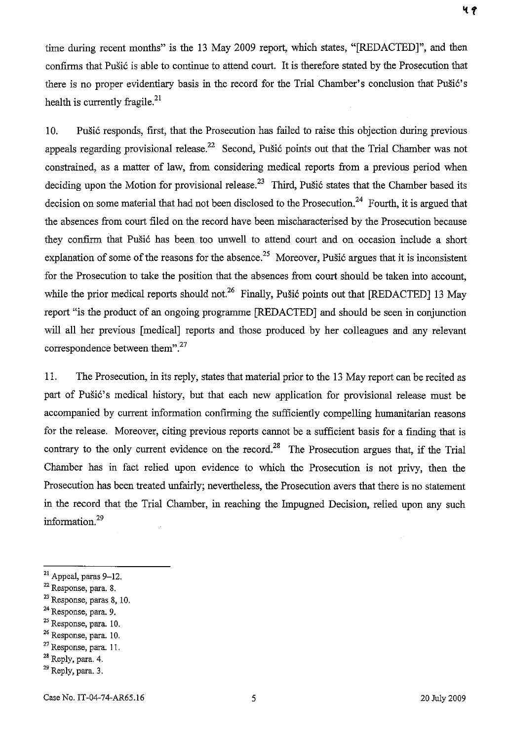time during recent months" is the 13 May 2009 report, which states, "[REDACTED]", and then confirms that Pušić is able to continue to attend court. It is therefore stated by the Prosecution that there is no proper evidentiary basis in the record for the Trial Chamber's conclusion that Pušić's health is currently fragile.[21]

10. Pušić responds, first, that the Prosecution has failed to raise this objection during previous appeals regarding provisional release.[22] Second, Pušić points out that the Trial Chamber was not constrained, as a matter of law, from considering medical reports from a previous period when deciding upon the Motion for provisional release.[23] Third, Pušić states that the Chamber based its decision on some material that had not been disclosed to the Prosecution.[24] Fourth, it is argued that the absences from court filed on the record have been mischaracterised by the Prosecution because they confirm that Pušić has been too unwell to attend court and on occasion include a short explanation of some of the reasons for the absence.[25] Moreover, Pušić argues that it is inconsistent for the Prosecution to take the position that the absences from court should be taken into account, while the prior medical reports should not.[26] Finally, Pušić points out that [REDACTED] 13 May report "is the product of an ongoing programme [REDACTED] and should be seen in conjunction will all her previous [medical] reports and those produced by her colleagues and any relevant correspondence between them".[27]

11. The Prosecution, in its reply, states that material prior to the 13 May report can be recited as part of Pušić's medical history, but that each new application for provisional release must be accompanied by current information confirming the sufficiently compelling humanitarian reasons for the release. Moreover, citing previous reports cannot be a sufficient basis for a finding that is contrary to the only current evidence on the record.[28] The Prosecution argues that, if the Trial Chamber has in fact relied upon evidence to which the Prosecution is not privy, then the Prosecution has been treated unfairly; nevertheless, the Prosecution avers that there is no statement in the record that the Trial Chamber, in reaching the Impugned Decision, relied upon any such information.[29]

---

[21] Appeal, paras 9–12.
[22] Response, para. 8.
[23] Response, paras 8, 10.
[24] Response, para. 9.
[25] Response, para. 10.
[26] Response, para. 10.
[27] Response, para. 11.
[28] Reply, para. 4.
[29] Reply, para. 3.

Case No. IT-04-74-AR65.16 20 July 2009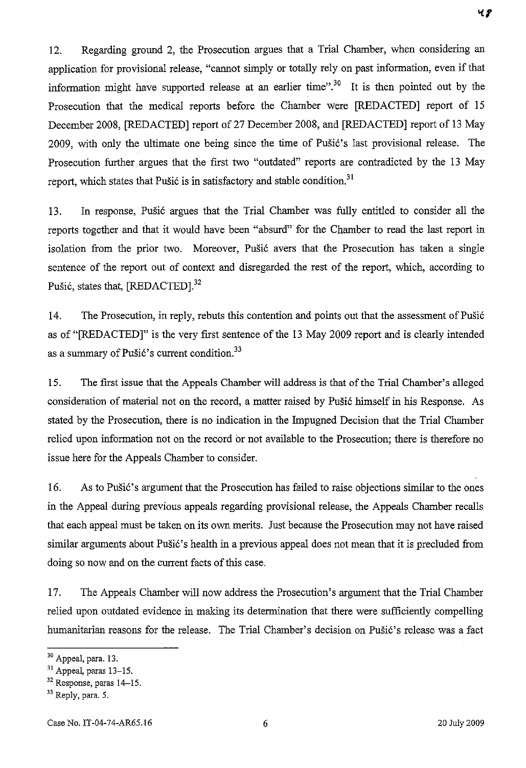12. Regarding ground 2, the Prosecution argues that a Trial Chamber, when considering an application for provisional release, "cannot simply or totally rely on past information, even if that information might have supported release at an earlier time".[30] It is then pointed out by the Prosecution that the medical reports before the Chamber were [REDACTED] report of 15 December 2008, [REDACTED] report of 27 December 2008, and [REDACTED] report of 13 May 2009, with only the ultimate one being since the time of Pušić's last provisional release. The Prosecution further argues that the first two "outdated" reports are contradicted by the 13 May report, which states that Pušić is in satisfactory and stable condition.[31]

13. In response, Pušić argues that the Trial Chamber was fully entitled to consider all the reports together and that it would have been "absurd" for the Chamber to read the last report in isolation from the prior two. Moreover, Pušić avers that the Prosecution has taken a single sentence of the report out of context and disregarded the rest of the report, which, according to Pušić, states that, [REDACTED].[32]

14. The Prosecution, in reply, rebuts this contention and points out that the assessment of Pušić as of "[REDACTED]" is the very first sentence of the 13 May 2009 report and is clearly intended as a summary of Pušić's current condition.[33]

15. The first issue that the Appeals Chamber will address is that of the Trial Chamber's alleged consideration of material not on the record, a matter raised by Pušić himself in his Response. As stated by the Prosecution, there is no indication in the Impugned Decision that the Trial Chamber relied upon information not on the record or not available to the Prosecution; there is therefore no issue here for the Appeals Chamber to consider.

16. As to Pušić's argument that the Prosecution has failed to raise objections similar to the ones in the Appeal during previous appeals regarding provisional release, the Appeals Chamber recalls that each appeal must be taken on its own merits. Just because the Prosecution may not have raised similar arguments about Pušić's health in a previous appeal does not mean that it is precluded from doing so now and on the current facts of this case.

17. The Appeals Chamber will now address the Prosecution's argument that the Trial Chamber relied upon outdated evidence in making its determination that there were sufficiently compelling humanitarian reasons for the release. The Trial Chamber's decision on Pušić's release was a fact

---

[30] Appeal, para. 13.

[31] Appeal, paras 13–15.

[32] Response, paras 14–15.

[33] Reply, para. 5.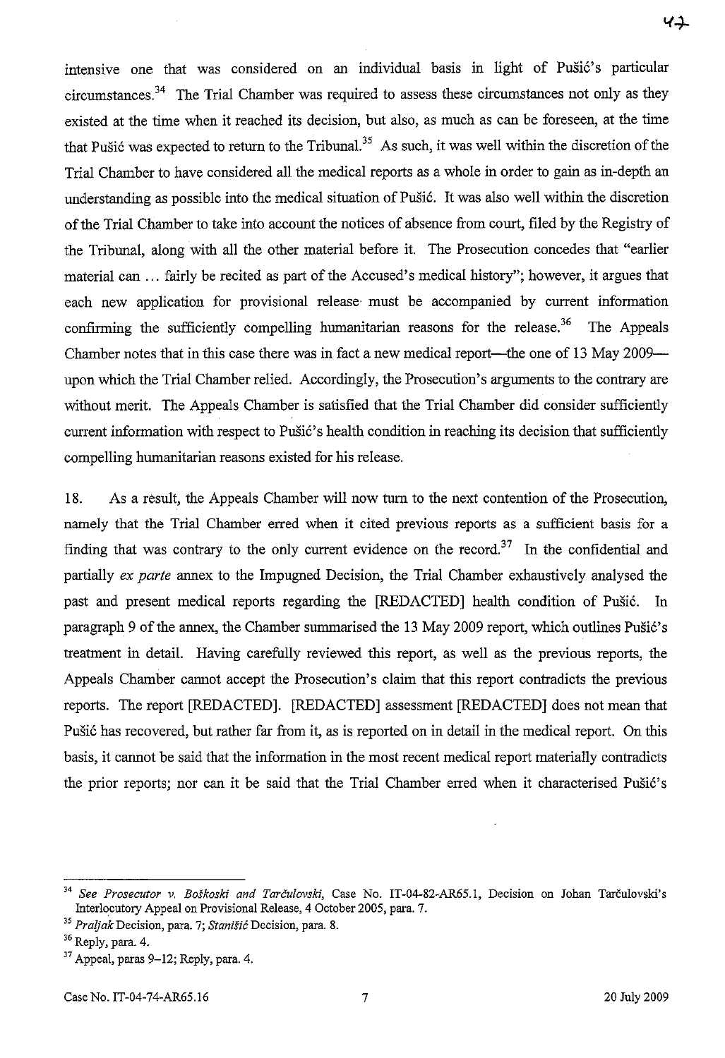intensive one that was considered on an individual basis in light of Pušić's particular circumstances.[34] The Trial Chamber was required to assess these circumstances not only as they existed at the time when it reached its decision, but also, as much as can be foreseen, at the time that Pušić was expected to return to the Tribunal.[35] As such, it was well within the discretion of the Trial Chamber to have considered all the medical reports as a whole in order to gain as in-depth an understanding as possible into the medical situation of Pušić. It was also well within the discretion of the Trial Chamber to take into account the notices of absence from court, filed by the Registry of the Tribunal, along with all the other material before it. The Prosecution concedes that "earlier material can ... fairly be recited as part of the Accused's medical history"; however, it argues that each new application for provisional release must be accompanied by current information confirming the sufficiently compelling humanitarian reasons for the release.[36] The Appeals Chamber notes that in this case there was in fact a new medical report—the one of 13 May 2009—upon which the Trial Chamber relied. Accordingly, the Prosecution's arguments to the contrary are without merit. The Appeals Chamber is satisfied that the Trial Chamber did consider sufficiently current information with respect to Pušić's health condition in reaching its decision that sufficiently compelling humanitarian reasons existed for his release.

18. As a result, the Appeals Chamber will now turn to the next contention of the Prosecution, namely that the Trial Chamber erred when it cited previous reports as a sufficient basis for a finding that was contrary to the only current evidence on the record.[37] In the confidential and partially *ex parte* annex to the Impugned Decision, the Trial Chamber exhaustively analysed the past and present medical reports regarding the [REDACTED] health condition of Pušić. In paragraph 9 of the annex, the Chamber summarised the 13 May 2009 report, which outlines Pušić's treatment in detail. Having carefully reviewed this report, as well as the previous reports, the Appeals Chamber cannot accept the Prosecution's claim that this report contradicts the previous reports. The report [REDACTED]. [REDACTED] assessment [REDACTED] does not mean that Pušić has recovered, but rather far from it, as is reported on in detail in the medical report. On this basis, it cannot be said that the information in the most recent medical report materially contradicts the prior reports; nor can it be said that the Trial Chamber erred when it characterised Pušić's

---

[34] *See Prosecutor v. Boškoski and Tarčulovski*, Case No. IT-04-82-AR65.1, Decision on Johan Tarčulovski's Interlocutory Appeal on Provisional Release, 4 October 2005, para. 7.

[35] *Praljak* Decision, para. 7; *Stanišić* Decision, para. 8.

[36] Reply, para. 4.

[37] Appeal, paras 9–12; Reply, para. 4.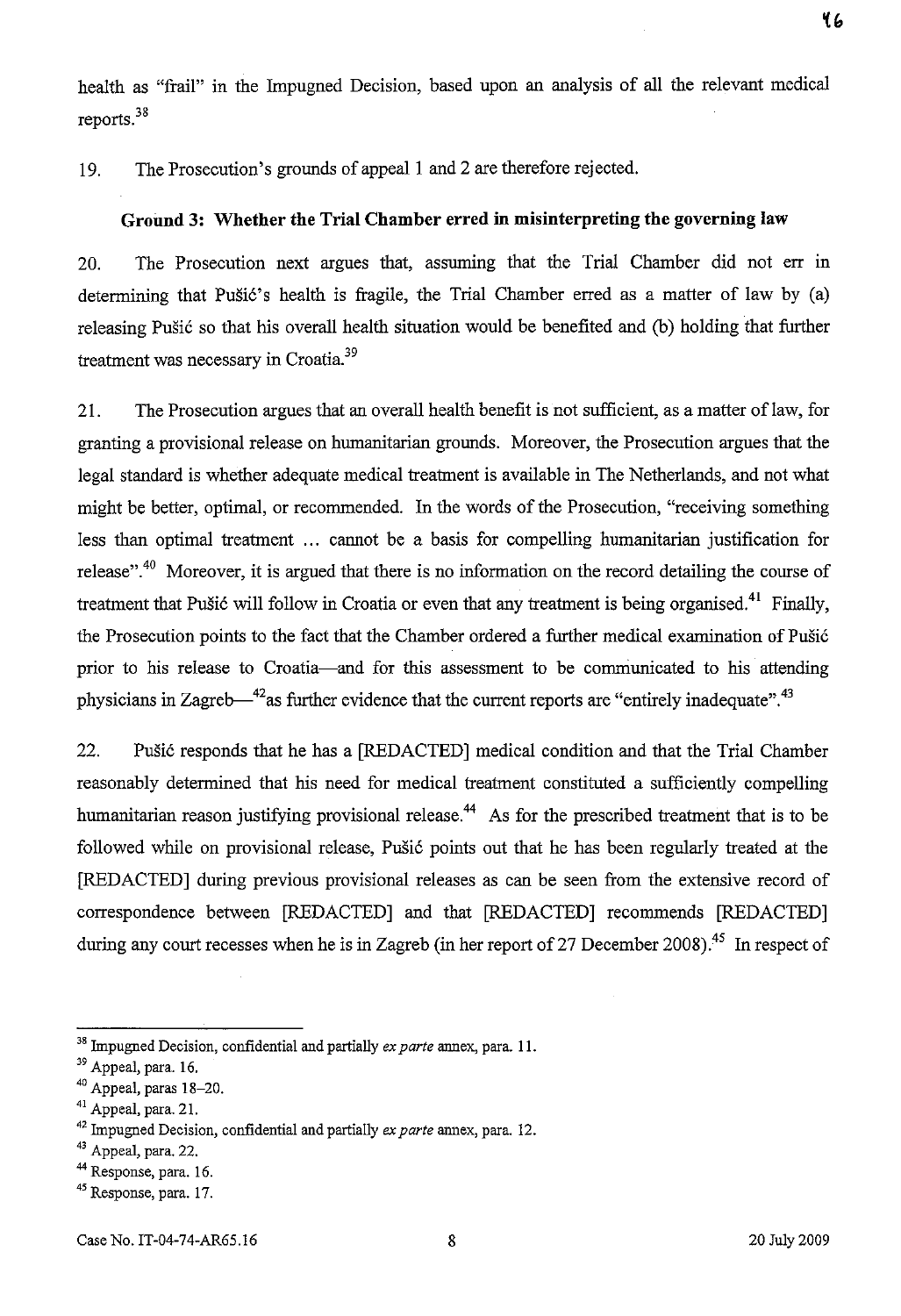health as "frail" in the Impugned Decision, based upon an analysis of all the relevant medical reports.[38]

19. The Prosecution's grounds of appeal 1 and 2 are therefore rejected.

**Ground 3: Whether the Trial Chamber erred in misinterpreting the governing law**

20. The Prosecution next argues that, assuming that the Trial Chamber did not err in determining that Pušić's health is fragile, the Trial Chamber erred as a matter of law by (a) releasing Pušić so that his overall health situation would be benefited and (b) holding that further treatment was necessary in Croatia.[39]

21. The Prosecution argues that an overall health benefit is not sufficient, as a matter of law, for granting a provisional release on humanitarian grounds. Moreover, the Prosecution argues that the legal standard is whether adequate medical treatment is available in The Netherlands, and not what might be better, optimal, or recommended. In the words of the Prosecution, "receiving something less than optimal treatment ... cannot be a basis for compelling humanitarian justification for release".[40] Moreover, it is argued that there is no information on the record detailing the course of treatment that Pušić will follow in Croatia or even that any treatment is being organised.[41] Finally, the Prosecution points to the fact that the Chamber ordered a further medical examination of Pušić prior to his release to Croatia—and for this assessment to be communicated to his attending physicians in Zagreb—[42]as further evidence that the current reports are "entirely inadequate".[43]

22. Pušić responds that he has a [REDACTED] medical condition and that the Trial Chamber reasonably determined that his need for medical treatment constituted a sufficiently compelling humanitarian reason justifying provisional release.[44] As for the prescribed treatment that is to be followed while on provisional release, Pušić points out that he has been regularly treated at the [REDACTED] during previous provisional releases as can be seen from the extensive record of correspondence between [REDACTED] and that [REDACTED] recommends [REDACTED] during any court recesses when he is in Zagreb (in her report of 27 December 2008).[45] In respect of

---

[38] Impugned Decision, confidential and partially *ex parte* annex, para. 11.

[39] Appeal, para. 16.

[40] Appeal, paras 18–20.

[41] Appeal, para. 21.

[42] Impugned Decision, confidential and partially *ex parte* annex, para. 12.

[43] Appeal, para. 22.

[44] Response, para. 16.

[45] Response, para. 17.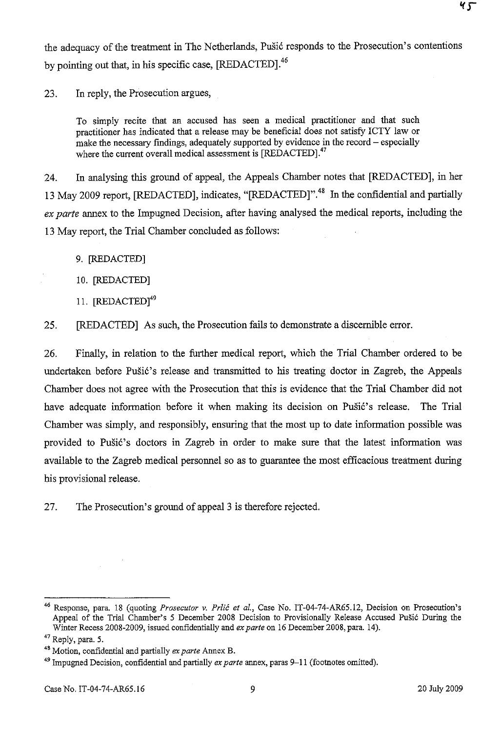the adequacy of the treatment in The Netherlands, Pušić responds to the Prosecution's contentions by pointing out that, in his specific case, [REDACTED].[46]

23. In reply, the Prosecution argues,

> To simply recite that an accused has seen a medical practitioner and that such practitioner has indicated that a release may be beneficial does not satisfy ICTY law or make the necessary findings, adequately supported by evidence in the record – especially where the current overall medical assessment is [REDACTED].[47]

24. In analysing this ground of appeal, the Appeals Chamber notes that [REDACTED], in her 13 May 2009 report, [REDACTED], indicates, "[REDACTED]".[48] In the confidential and partially *ex parte* annex to the Impugned Decision, after having analysed the medical reports, including the 13 May report, the Trial Chamber concluded as follows:

> 9. [REDACTED]
>
> 10. [REDACTED]
>
> 11. [REDACTED][49]

25. [REDACTED] As such, the Prosecution fails to demonstrate a discernible error.

26. Finally, in relation to the further medical report, which the Trial Chamber ordered to be undertaken before Pušić's release and transmitted to his treating doctor in Zagreb, the Appeals Chamber does not agree with the Prosecution that this is evidence that the Trial Chamber did not have adequate information before it when making its decision on Pušić's release. The Trial Chamber was simply, and responsibly, ensuring that the most up to date information possible was provided to Pušić's doctors in Zagreb in order to make sure that the latest information was available to the Zagreb medical personnel so as to guarantee the most efficacious treatment during his provisional release.

27. The Prosecution's ground of appeal 3 is therefore rejected.

---

[46] Response, para. 18 (quoting *Prosecutor v. Prlić et al.*, Case No. IT-04-74-AR65.12, Decision on Prosecution's Appeal of the Trial Chamber's 5 December 2008 Decision to Provisionally Release Accused Pušić During the Winter Recess 2008-2009, issued confidentially and *ex parte* on 16 December 2008, para. 14).

[47] Reply, para. 5.

[48] Motion, confidential and partially *ex parte* Annex B.

[49] Impugned Decision, confidential and partially *ex parte* annex, paras 9–11 (footnotes omitted).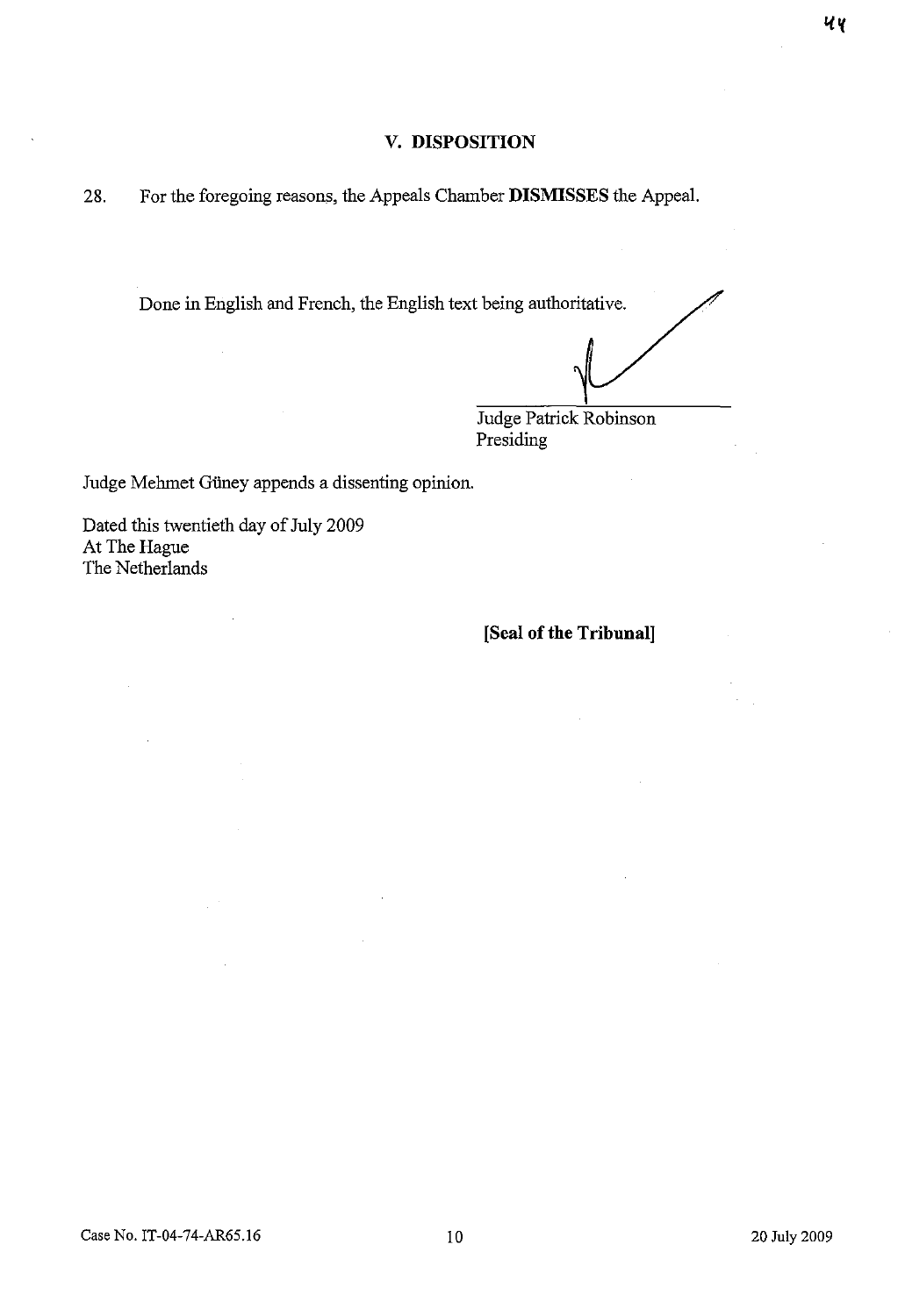## V. DISPOSITION

28. For the foregoing reasons, the Appeals Chamber **DISMISSES** the Appeal.

Done in English and French, the English text being authoritative.

Judge Patrick Robinson
Presiding

Judge Mehmet Güney appends a dissenting opinion.

Dated this twentieth day of July 2009
At The Hague
The Netherlands

**[Seal of the Tribunal]**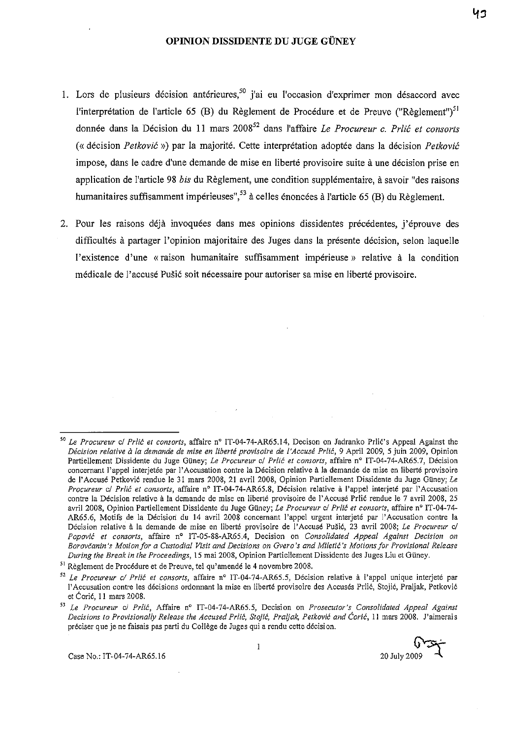# OPINION DISSIDENTE DU JUGE GÜNEY

1. Lors de plusieurs décision antérieures,[50] j'ai eu l'occasion d'exprimer mon désaccord avec l'interprétation de l'article 65 (B) du Règlement de Procédure et de Preuve ("Règlement")[51] donnée dans la Décision du 11 mars 2008[52] dans l'affaire *Le Procureur c. Prlić et consorts* (« décision *Petković* ») par la majorité. Cette interprétation adoptée dans la décision *Petković* impose, dans le cadre d'une demande de mise en liberté provisoire suite à une décision prise en application de l'article 98 *bis* du Règlement, une condition supplémentaire, à savoir "des raisons humanitaires suffisamment impérieuses",[53] à celles énoncées à l'article 65 (B) du Règlement.

2. Pour les raisons déjà invoquées dans mes opinions dissidentes précédentes, j'éprouve des difficultés à partager l'opinion majoritaire des Juges dans la présente décision, selon laquelle l'existence d'une « raison humanitaire suffisamment impérieuse » relative à la condition médicale de l'accusé Pušić soit nécessaire pour autoriser sa mise en liberté provisoire.

---

[50] *Le Procureur c/ Prlić et consorts*, affaire n° IT-04-74-AR65.14, Decison on Jadranko Prlić's Appeal Against the *Décision relative à la demande de mise en liberté provisoire de l'Accusé Prlić*, 9 April 2009, 5 juin 2009, Opinion Partiellement Dissidente du Juge Güney; *Le Procureur c/ Prlić et consorts*, affaire n° IT-04-74-AR65.7, Décision concernant l'appel interjetée par l'Accusation contre la Décision relative à la demande de mise en liberté provisoire de l'Accusé Petković rendue le 31 mars 2008, 21 avril 2008, Opinion Partiellement Dissidente du Juge Güney; *Le Procureur c/ Prlić et consorts*, affaire n° IT-04-74-AR65.8, Décision relative à l'appel interjeté par l'Accusation contre la Décision relative à la demande de mise en liberté provisoire de l'Accusé Prlić rendue le 7 avril 2008, 25 avril 2008, Opinion Partiellement Dissidente du Juge Güney; *Le Procureur c/ Prlić et consorts*, affaire n° IT-04-74-AR65.6, Motifs de la Décision du 14 avril 2008 concernant l'appel urgent interjeté par l'Accusation contre la Décision relative à la demande de mise en liberté provisoire de l'Accusé Pušić, 23 avril 2008; *Le Procureur c/ Popović et consorts*, affaire n° IT-05-88-AR65.4, Decision on *Consolidated Appeal Against Decision on Borovčanin's Motion for a Custodial Visit and Decisions on Gvero's and Miletić's Motions for Provisional Release During the Break in the Proceedings*, 15 mai 2008, Opinion Partiellement Dissidente des Juges Liu et Güney.

[51] Règlement de Procédure et de Preuve, tel qu'amendé le 4 novembre 2008.

[52] *Le Procureur c/ Prlić et consorts*, affaire n° IT-04-74-AR65.5, Décision relative à l'appel unique interjeté par l'Accusation contre les décisions ordonnant la mise en liberté provisoire des Accusés Prlić, Stojić, Praljak, Petković et Ćorić, 11 mars 2008.

[53] *Le Procureur c/ Prlić*, Affaire n° IT-04-74-AR65.5, Decision on *Prosecutor's Consolidated Appeal Against Decisions to Provisionally Release the Accused Prlić, Stojić, Praljak, Petković and Ćorić*, 11 mars 2008. J'aimerais préciser que je ne faisais pas parti du Collège de Juges qui a rendu cette décision.

Case No.: IT-04-74-AR65.16 — 20 July 2009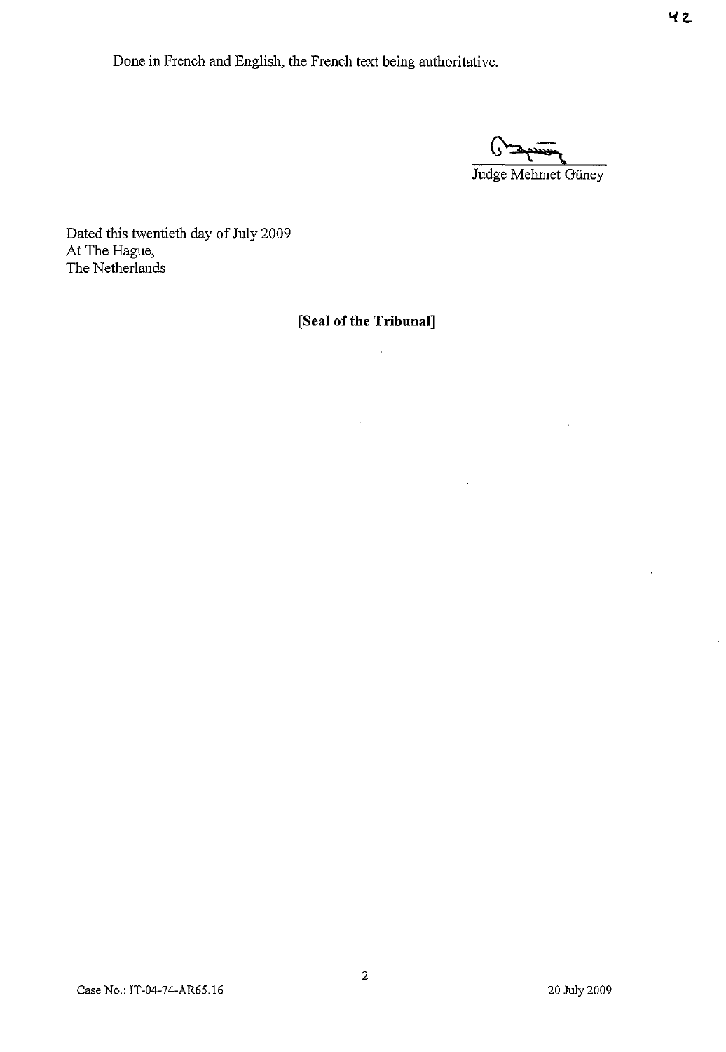Done in French and English, the French text being authoritative.

Judge Mehmet Güney

Dated this twentieth day of July 2009
At The Hague,
The Netherlands

**[Seal of the Tribunal]**